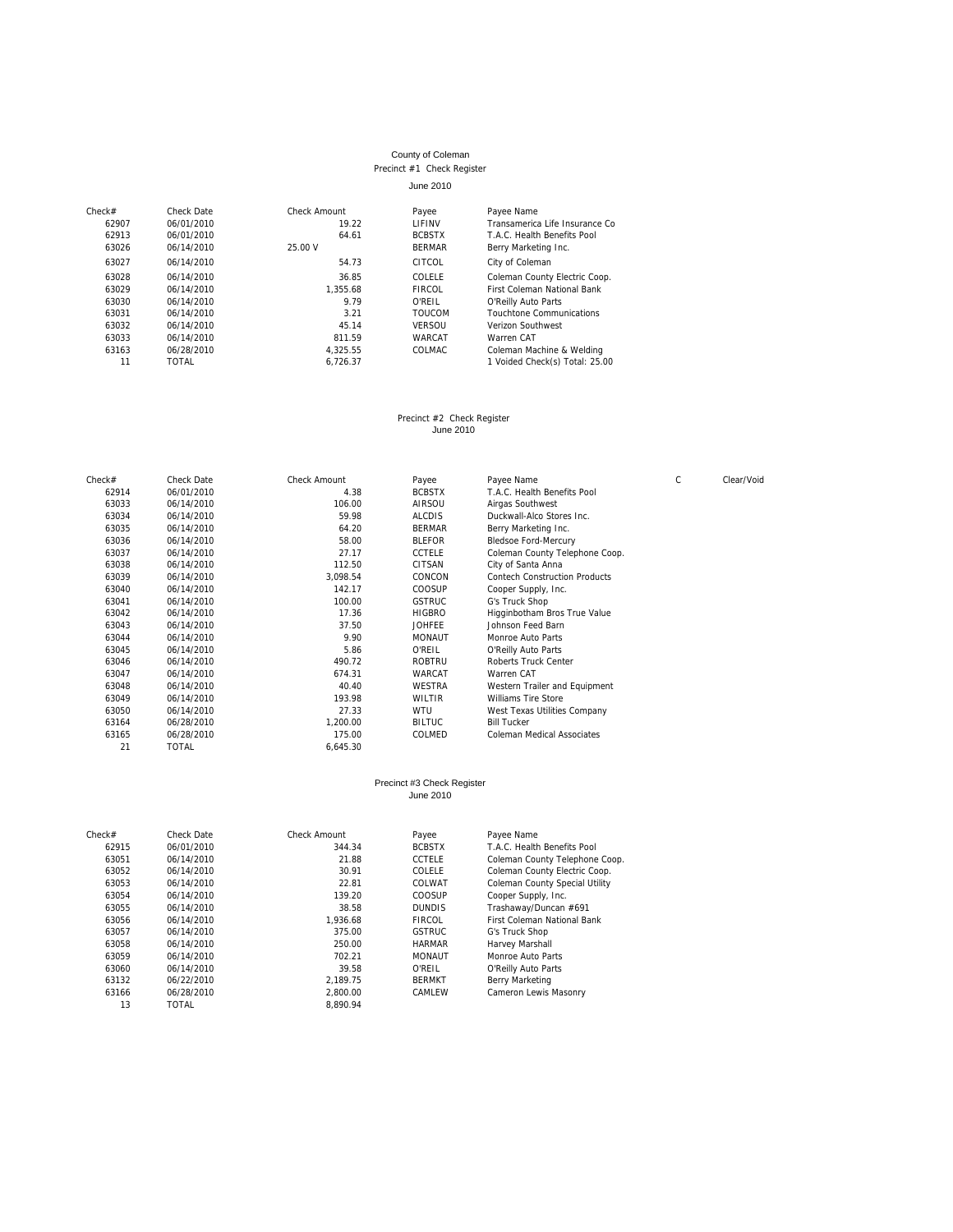# County of Coleman

## Precinct #1 Check Register

June 2010

| Check# | Check Date | Check Amount | Payee | Payee Name |
|---|---|---|---|---|
| 62907 | 06/01/2010 | 19.22 | LIFINV | Transamerica Life Insurance Co |
| 62913 | 06/01/2010 | 64.61 | BCBSTX | T.A.C. Health Benefits Pool |
| 63026 | 06/14/2010 | 25.00 V | BERMAR | Berry Marketing Inc. |
| 63027 | 06/14/2010 | 54.73 | CITCOL | City of Coleman |
| 63028 | 06/14/2010 | 36.85 | COLELE | Coleman County Electric Coop. |
| 63029 | 06/14/2010 | 1,355.68 | FIRCOL | First Coleman National Bank |
| 63030 | 06/14/2010 | 9.79 | O'REIL | O'Reilly Auto Parts |
| 63031 | 06/14/2010 | 3.21 | TOUCOM | Touchtone Communications |
| 63032 | 06/14/2010 | 45.14 | VERSOU | Verizon Southwest |
| 63033 | 06/14/2010 | 811.59 | WARCAT | Warren CAT |
| 63163 | 06/28/2010 | 4,325.55 | COLMAC | Coleman Machine & Welding |
| 11 | TOTAL | 6,726.37 | | 1 Voided Check(s) Total: 25.00 |

## Precinct #2 Check Register

June 2010

| Check# | Check Date | Check Amount | Payee | Payee Name | C | Clear/Void |
|---|---|---|---|---|---|---|
| 62914 | 06/01/2010 | 4.38 | BCBSTX | T.A.C. Health Benefits Pool | | |
| 63033 | 06/14/2010 | 106.00 | AIRSOU | Airgas Southwest | | |
| 63034 | 06/14/2010 | 59.98 | ALCDIS | Duckwall-Alco Stores Inc. | | |
| 63035 | 06/14/2010 | 64.20 | BERMAR | Berry Marketing Inc. | | |
| 63036 | 06/14/2010 | 58.00 | BLEFOR | Bledsoe Ford-Mercury | | |
| 63037 | 06/14/2010 | 27.17 | CCTELE | Coleman County Telephone Coop. | | |
| 63038 | 06/14/2010 | 112.50 | CITSAN | City of Santa Anna | | |
| 63039 | 06/14/2010 | 3,098.54 | CONCON | Contech Construction Products | | |
| 63040 | 06/14/2010 | 142.17 | COOSUP | Cooper Supply, Inc. | | |
| 63041 | 06/14/2010 | 100.00 | GSTRUC | G's Truck Shop | | |
| 63042 | 06/14/2010 | 17.36 | HIGBRO | Higginbotham Bros True Value | | |
| 63043 | 06/14/2010 | 37.50 | JOHFEE | Johnson Feed Barn | | |
| 63044 | 06/14/2010 | 9.90 | MONAUT | Monroe Auto Parts | | |
| 63045 | 06/14/2010 | 5.86 | O'REIL | O'Reilly Auto Parts | | |
| 63046 | 06/14/2010 | 490.72 | ROBTRU | Roberts Truck Center | | |
| 63047 | 06/14/2010 | 674.31 | WARCAT | Warren CAT | | |
| 63048 | 06/14/2010 | 40.40 | WESTRA | Western Trailer and Equipment | | |
| 63049 | 06/14/2010 | 193.98 | WILTIR | Williams Tire Store | | |
| 63050 | 06/14/2010 | 27.33 | WTU | West Texas Utilities Company | | |
| 63164 | 06/28/2010 | 1,200.00 | BILTUC | Bill Tucker | | |
| 63165 | 06/28/2010 | 175.00 | COLMED | Coleman Medical Associates | | |
| 21 | TOTAL | 6,645.30 | | | | |

## Precinct #3 Check Register

June 2010

| Check# | Check Date | Check Amount | Payee | Payee Name |
|---|---|---|---|---|
| 62915 | 06/01/2010 | 344.34 | BCBSTX | T.A.C. Health Benefits Pool |
| 63051 | 06/14/2010 | 21.88 | CCTELE | Coleman County Telephone Coop. |
| 63052 | 06/14/2010 | 30.91 | COLELE | Coleman County Electric Coop. |
| 63053 | 06/14/2010 | 22.81 | COLWAT | Coleman County Special Utility |
| 63054 | 06/14/2010 | 139.20 | COOSUP | Cooper Supply, Inc. |
| 63055 | 06/14/2010 | 38.58 | DUNDIS | Trashaway/Duncan #691 |
| 63056 | 06/14/2010 | 1,936.68 | FIRCOL | First Coleman National Bank |
| 63057 | 06/14/2010 | 375.00 | GSTRUC | G's Truck Shop |
| 63058 | 06/14/2010 | 250.00 | HARMAR | Harvey Marshall |
| 63059 | 06/14/2010 | 702.21 | MONAUT | Monroe Auto Parts |
| 63060 | 06/14/2010 | 39.58 | O'REIL | O'Reilly Auto Parts |
| 63132 | 06/22/2010 | 2,189.75 | BERMKT | Berry Marketing |
| 63166 | 06/28/2010 | 2,800.00 | CAMLEW | Cameron Lewis Masonry |
| 13 | TOTAL | 8,890.94 | | |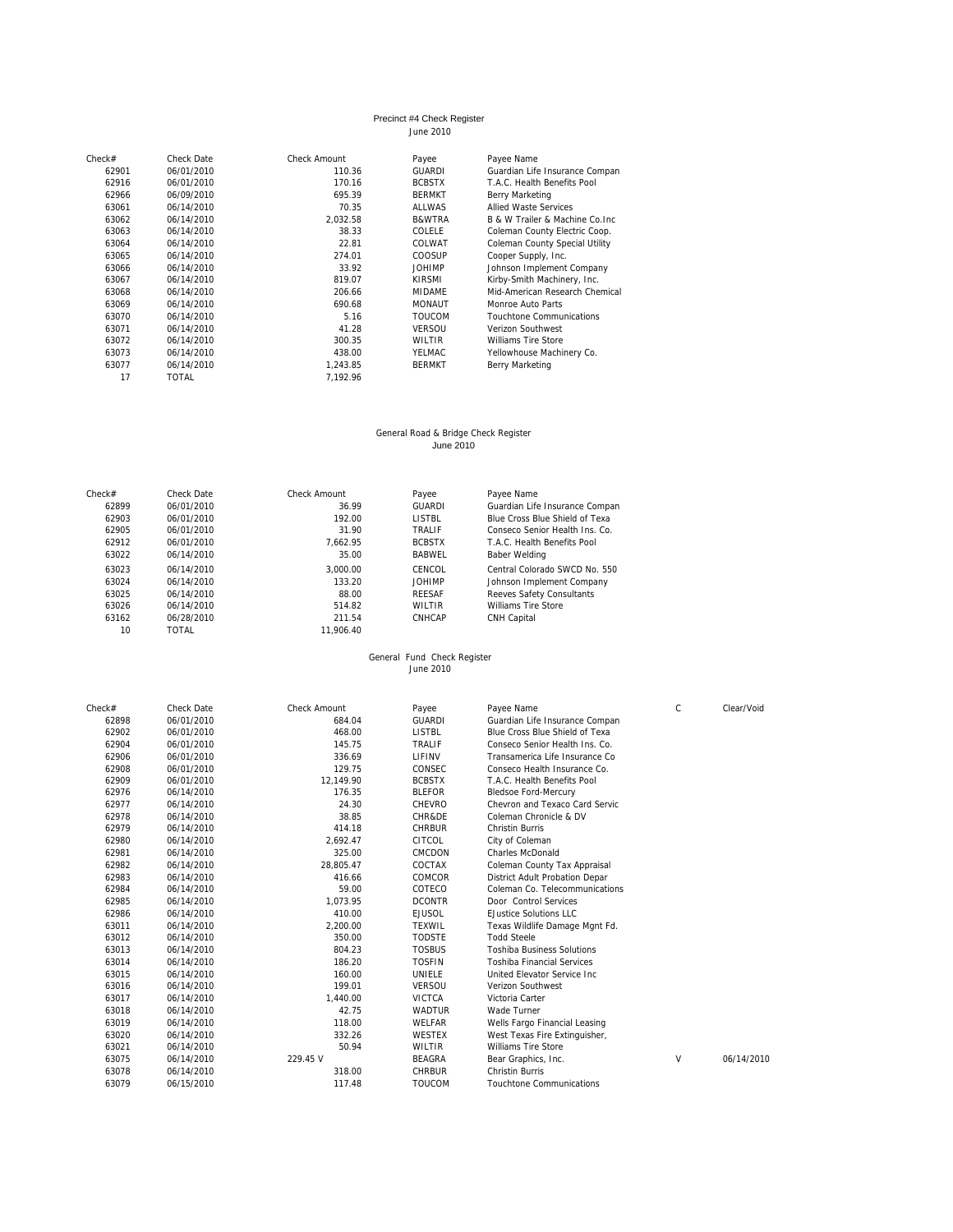## Precinct #4 Check Register
June 2010

| Check# | Check Date | Check Amount | Payee | Payee Name |
|---|---|---|---|---|
| 62901 | 06/01/2010 | 110.36 | GUARDI | Guardian Life Insurance Compan |
| 62916 | 06/01/2010 | 170.16 | BCBSTX | T.A.C. Health Benefits Pool |
| 62966 | 06/09/2010 | 695.39 | BERMKT | Berry Marketing |
| 63061 | 06/14/2010 | 70.35 | ALLWAS | Allied Waste Services |
| 63062 | 06/14/2010 | 2,032.58 | B&WTRA | B & W Trailer & Machine Co.Inc |
| 63063 | 06/14/2010 | 38.33 | COLELE | Coleman County Electric Coop. |
| 63064 | 06/14/2010 | 22.81 | COLWAT | Coleman County Special Utility |
| 63065 | 06/14/2010 | 274.01 | COOSUP | Cooper Supply, Inc. |
| 63066 | 06/14/2010 | 33.92 | JOHIMP | Johnson Implement Company |
| 63067 | 06/14/2010 | 819.07 | KIRSMI | Kirby-Smith Machinery, Inc. |
| 63068 | 06/14/2010 | 206.66 | MIDAME | Mid-American Research Chemical |
| 63069 | 06/14/2010 | 690.68 | MONAUT | Monroe Auto Parts |
| 63070 | 06/14/2010 | 5.16 | TOUCOM | Touchtone Communications |
| 63071 | 06/14/2010 | 41.28 | VERSOU | Verizon Southwest |
| 63072 | 06/14/2010 | 300.35 | WILTIR | Williams Tire Store |
| 63073 | 06/14/2010 | 438.00 | YELMAC | Yellowhouse Machinery Co. |
| 63077 | 06/14/2010 | 1,243.85 | BERMKT | Berry Marketing |
| 17 | TOTAL | 7,192.96 | | |

## General Road & Bridge Check Register
June 2010

| Check# | Check Date | Check Amount | Payee | Payee Name |
|---|---|---|---|---|
| 62899 | 06/01/2010 | 36.99 | GUARDI | Guardian Life Insurance Compan |
| 62903 | 06/01/2010 | 192.00 | LISTBL | Blue Cross Blue Shield of Texa |
| 62905 | 06/01/2010 | 31.90 | TRALIF | Conseco Senior Health Ins. Co. |
| 62912 | 06/01/2010 | 7,662.95 | BCBSTX | T.A.C. Health Benefits Pool |
| 63022 | 06/14/2010 | 35.00 | BABWEL | Baber Welding |
| 63023 | 06/14/2010 | 3,000.00 | CENCOL | Central Colorado SWCD No. 550 |
| 63024 | 06/14/2010 | 133.20 | JOHIMP | Johnson Implement Company |
| 63025 | 06/14/2010 | 88.00 | REESAF | Reeves Safety Consultants |
| 63026 | 06/14/2010 | 514.82 | WILTIR | Williams Tire Store |
| 63162 | 06/28/2010 | 211.54 | CNHCAP | CNH Capital |
| 10 | TOTAL | 11,906.40 | | |

## General Fund Check Register
June 2010

| Check# | Check Date | Check Amount | Payee | Payee Name | C | Clear/Void |
|---|---|---|---|---|---|---|
| 62898 | 06/01/2010 | 684.04 | GUARDI | Guardian Life Insurance Compan | | |
| 62902 | 06/01/2010 | 468.00 | LISTBL | Blue Cross Blue Shield of Texa | | |
| 62904 | 06/01/2010 | 145.75 | TRALIF | Conseco Senior Health Ins. Co. | | |
| 62906 | 06/01/2010 | 336.69 | LIFINV | Transamerica Life Insurance Co | | |
| 62908 | 06/01/2010 | 129.75 | CONSEC | Conseco Health Insurance Co. | | |
| 62909 | 06/01/2010 | 12,149.90 | BCBSTX | T.A.C. Health Benefits Pool | | |
| 62976 | 06/14/2010 | 176.35 | BLEFOR | Bledsoe Ford-Mercury | | |
| 62977 | 06/14/2010 | 24.30 | CHEVRO | Chevron and Texaco Card Servic | | |
| 62978 | 06/14/2010 | 38.85 | CHR&DE | Coleman Chronicle & DV | | |
| 62979 | 06/14/2010 | 414.18 | CHRBUR | Christin Burris | | |
| 62980 | 06/14/2010 | 2,692.47 | CITCOL | City of Coleman | | |
| 62981 | 06/14/2010 | 325.00 | CMCDON | Charles McDonald | | |
| 62982 | 06/14/2010 | 28,805.47 | COCTAX | Coleman County Tax Appraisal | | |
| 62983 | 06/14/2010 | 416.66 | COMCOR | District Adult Probation Depar | | |
| 62984 | 06/14/2010 | 59.00 | COTECO | Coleman Co. Telecommunications | | |
| 62985 | 06/14/2010 | 1,073.95 | DCONTR | Door Control Services | | |
| 62986 | 06/14/2010 | 410.00 | EJUSOL | EJustice Solutions LLC | | |
| 63011 | 06/14/2010 | 2,200.00 | TEXWIL | Texas Wildlife Damage Mgnt Fd. | | |
| 63012 | 06/14/2010 | 350.00 | TODSTE | Todd Steele | | |
| 63013 | 06/14/2010 | 804.23 | TOSBUS | Toshiba Business Solutions | | |
| 63014 | 06/14/2010 | 186.20 | TOSFIN | Toshiba Financial Services | | |
| 63015 | 06/14/2010 | 160.00 | UNIELE | United Elevator Service Inc | | |
| 63016 | 06/14/2010 | 199.01 | VERSOU | Verizon Southwest | | |
| 63017 | 06/14/2010 | 1,440.00 | VICTCA | Victoria Carter | | |
| 63018 | 06/14/2010 | 42.75 | WADTUR | Wade Turner | | |
| 63019 | 06/14/2010 | 118.00 | WELFAR | Wells Fargo Financial Leasing | | |
| 63020 | 06/14/2010 | 332.26 | WESTEX | West Texas Fire Extinguisher, | | |
| 63021 | 06/14/2010 | 50.94 | WILTIR | Williams Tire Store | | |
| 63075 | 06/14/2010 | 229.45 V | BEAGRA | Bear Graphics, Inc. | V | 06/14/2010 |
| 63078 | 06/14/2010 | 318.00 | CHRBUR | Christin Burris | | |
| 63079 | 06/15/2010 | 117.48 | TOUCOM | Touchtone Communications | | |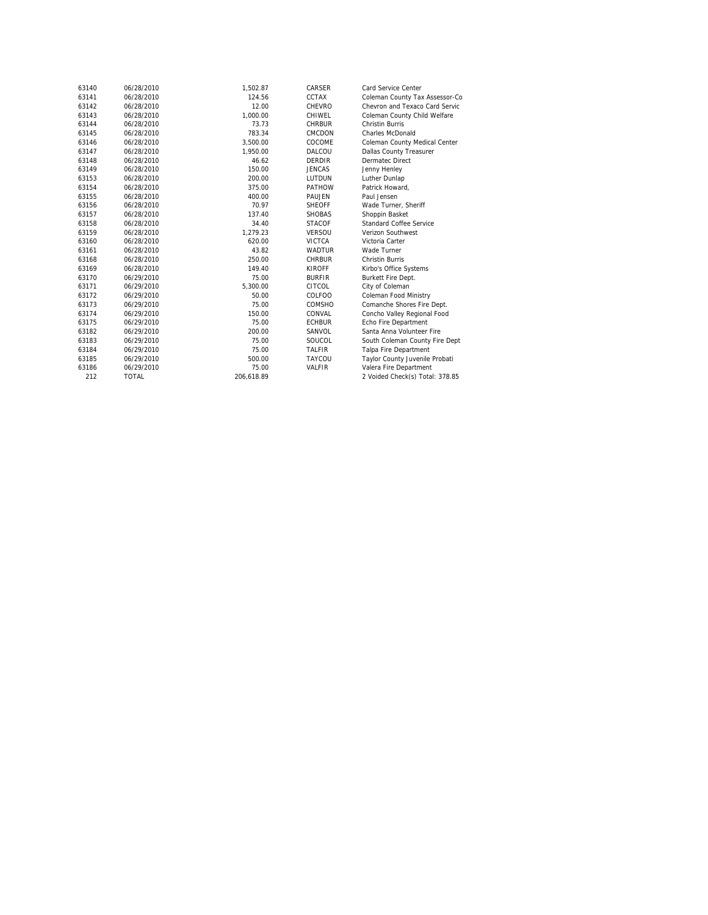| | | | | |
|---|---|---|---|---|
| 63140 | 06/28/2010 | 1,502.87 | CARSER | Card Service Center |
| 63141 | 06/28/2010 | 124.56 | CCTAX | Coleman County Tax Assessor-Co |
| 63142 | 06/28/2010 | 12.00 | CHEVRO | Chevron and Texaco Card Servic |
| 63143 | 06/28/2010 | 1,000.00 | CHIWEL | Coleman County Child Welfare |
| 63144 | 06/28/2010 | 73.73 | CHRBUR | Christin Burris |
| 63145 | 06/28/2010 | 783.34 | CMCDON | Charles McDonald |
| 63146 | 06/28/2010 | 3,500.00 | COCOME | Coleman County Medical Center |
| 63147 | 06/28/2010 | 1,950.00 | DALCOU | Dallas County Treasurer |
| 63148 | 06/28/2010 | 46.62 | DERDIR | Dermatec Direct |
| 63149 | 06/28/2010 | 150.00 | JENCAS | Jenny Henley |
| 63153 | 06/28/2010 | 200.00 | LUTDUN | Luther Dunlap |
| 63154 | 06/28/2010 | 375.00 | PATHOW | Patrick Howard, |
| 63155 | 06/28/2010 | 400.00 | PAUJEN | Paul Jensen |
| 63156 | 06/28/2010 | 70.97 | SHEOFF | Wade Turner, Sheriff |
| 63157 | 06/28/2010 | 137.40 | SHOBAS | Shoppin Basket |
| 63158 | 06/28/2010 | 34.40 | STACOF | Standard Coffee Service |
| 63159 | 06/28/2010 | 1,279.23 | VERSOU | Verizon Southwest |
| 63160 | 06/28/2010 | 620.00 | VICTCA | Victoria Carter |
| 63161 | 06/28/2010 | 43.82 | WADTUR | Wade Turner |
| 63168 | 06/28/2010 | 250.00 | CHRBUR | Christin Burris |
| 63169 | 06/28/2010 | 149.40 | KIROFF | Kirbo's Office Systems |
| 63170 | 06/29/2010 | 75.00 | BURFIR | Burkett Fire Dept. |
| 63171 | 06/29/2010 | 5,300.00 | CITCOL | City of Coleman |
| 63172 | 06/29/2010 | 50.00 | COLFOO | Coleman Food Ministry |
| 63173 | 06/29/2010 | 75.00 | COMSHO | Comanche Shores Fire Dept. |
| 63174 | 06/29/2010 | 150.00 | CONVAL | Concho Valley Regional Food |
| 63175 | 06/29/2010 | 75.00 | ECHBUR | Echo Fire Department |
| 63182 | 06/29/2010 | 200.00 | SANVOL | Santa Anna Volunteer Fire |
| 63183 | 06/29/2010 | 75.00 | SOUCOL | South Coleman County Fire Dept |
| 63184 | 06/29/2010 | 75.00 | TALFIR | Talpa Fire Department |
| 63185 | 06/29/2010 | 500.00 | TAYCOU | Taylor County Juvenile Probati |
| 63186 | 06/29/2010 | 75.00 | VALFIR | Valera Fire Department |
| 212 | TOTAL | 206,618.89 | | 2 Voided Check(s) Total: 378.85 |